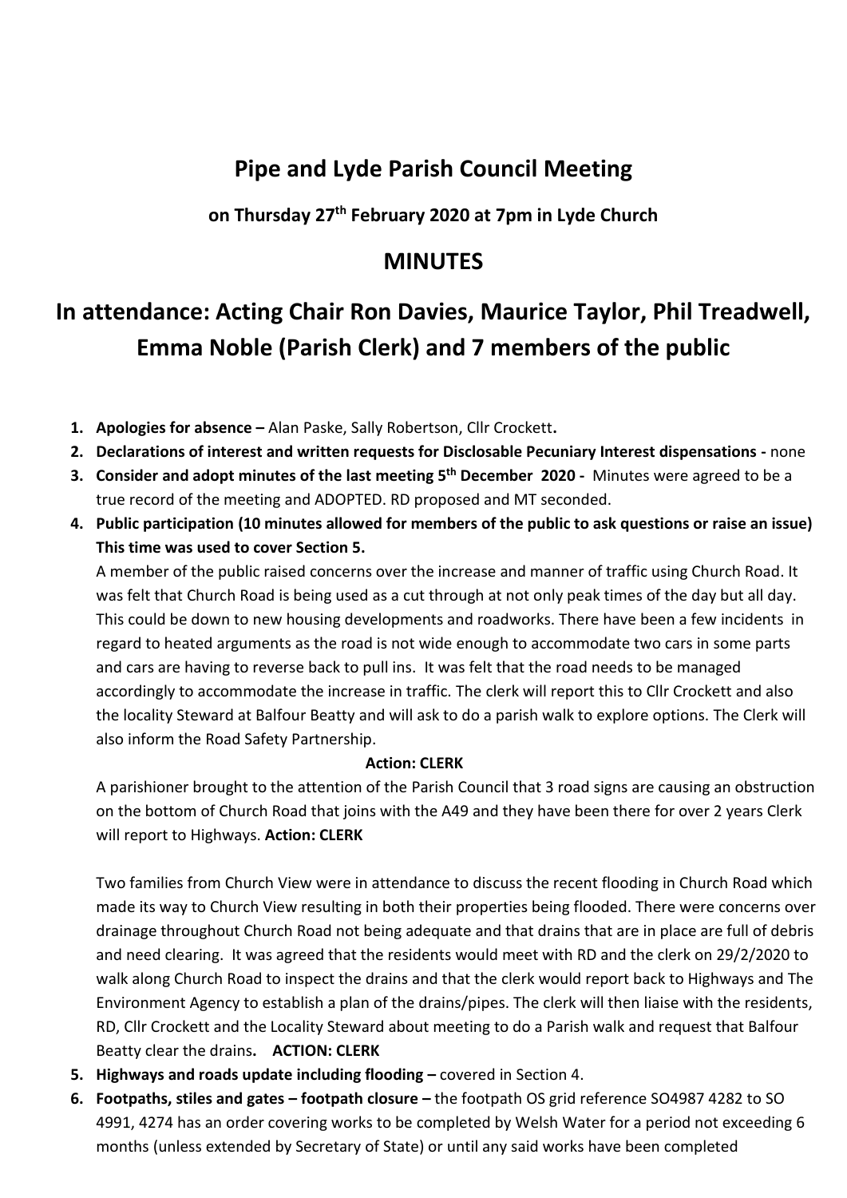# Pipe and Lyde Parish Council Meeting

## on Thursday 27th February 2020 at 7pm in Lyde Church

## MINUTES

# In attendance: Acting Chair Ron Davies, Maurice Taylor, Phil Treadwell, Emma Noble (Parish Clerk) and 7 members of the public

1. **Apologies for absence –** Alan Paske, Sally Robertson, Cllr Crockett**.**
2. **Declarations of interest and written requests for Disclosable Pecuniary Interest dispensations -** none
3. **Consider and adopt minutes of the last meeting 5th December 2020 -** Minutes were agreed to be a true record of the meeting and ADOPTED. RD proposed and MT seconded.
4. **Public participation (10 minutes allowed for members of the public to ask questions or raise an issue) This time was used to cover Section 5.**

   A member of the public raised concerns over the increase and manner of traffic using Church Road. It was felt that Church Road is being used as a cut through at not only peak times of the day but all day. This could be down to new housing developments and roadworks. There have been a few incidents in regard to heated arguments as the road is not wide enough to accommodate two cars in some parts and cars are having to reverse back to pull ins. It was felt that the road needs to be managed accordingly to accommodate the increase in traffic. The clerk will report this to Cllr Crockett and also the locality Steward at Balfour Beatty and will ask to do a parish walk to explore options. The Clerk will also inform the Road Safety Partnership.

   **Action: CLERK**

   A parishioner brought to the attention of the Parish Council that 3 road signs are causing an obstruction on the bottom of Church Road that joins with the A49 and they have been there for over 2 years Clerk will report to Highways. **Action: CLERK**

   Two families from Church View were in attendance to discuss the recent flooding in Church Road which made its way to Church View resulting in both their properties being flooded. There were concerns over drainage throughout Church Road not being adequate and that drains that are in place are full of debris and need clearing. It was agreed that the residents would meet with RD and the clerk on 29/2/2020 to walk along Church Road to inspect the drains and that the clerk would report back to Highways and The Environment Agency to establish a plan of the drains/pipes. The clerk will then liaise with the residents, RD, Cllr Crockett and the Locality Steward about meeting to do a Parish walk and request that Balfour Beatty clear the drains**. ACTION: CLERK**
5. **Highways and roads update including flooding –** covered in Section 4.
6. **Footpaths, stiles and gates – footpath closure –** the footpath OS grid reference SO4987 4282 to SO 4991, 4274 has an order covering works to be completed by Welsh Water for a period not exceeding 6 months (unless extended by Secretary of State) or until any said works have been completed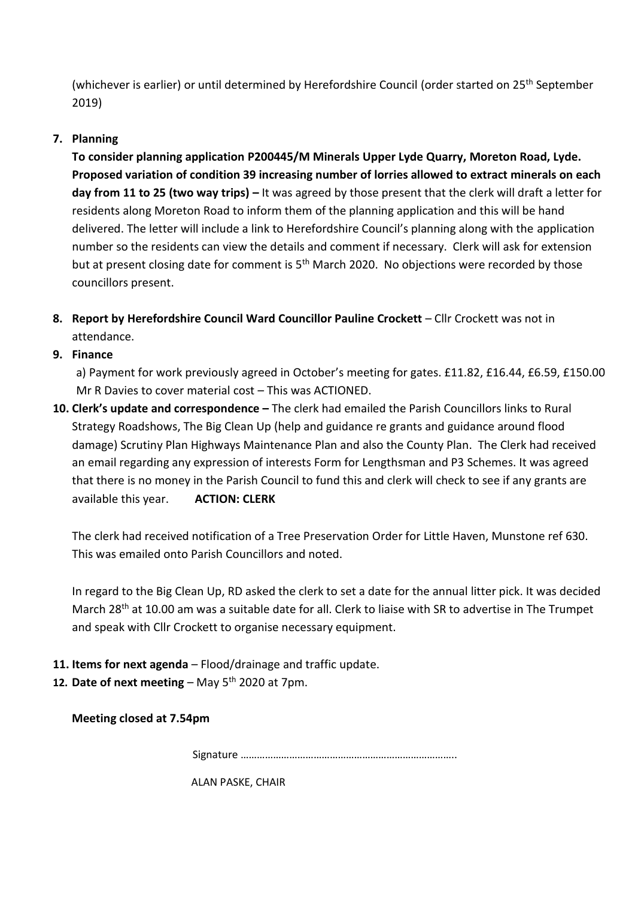(whichever is earlier) or until determined by Herefordshire Council (order started on 25th September 2019)

7. **Planning**

   **To consider planning application P200445/M Minerals Upper Lyde Quarry, Moreton Road, Lyde. Proposed variation of condition 39 increasing number of lorries allowed to extract minerals on each day from 11 to 25 (two way trips) –** It was agreed by those present that the clerk will draft a letter for residents along Moreton Road to inform them of the planning application and this will be hand delivered. The letter will include a link to Herefordshire Council's planning along with the application number so the residents can view the details and comment if necessary. Clerk will ask for extension but at present closing date for comment is 5th March 2020. No objections were recorded by those councillors present.

8. **Report by Herefordshire Council Ward Councillor Pauline Crockett** – Cllr Crockett was not in attendance.

9. **Finance**

   a) Payment for work previously agreed in October's meeting for gates. £11.82, £16.44, £6.59, £150.00 Mr R Davies to cover material cost – This was ACTIONED.

10. **Clerk's update and correspondence –** The clerk had emailed the Parish Councillors links to Rural Strategy Roadshows, The Big Clean Up (help and guidance re grants and guidance around flood damage) Scrutiny Plan Highways Maintenance Plan and also the County Plan. The Clerk had received an email regarding any expression of interests Form for Lengthsman and P3 Schemes. It was agreed that there is no money in the Parish Council to fund this and clerk will check to see if any grants are available this year. **ACTION: CLERK**

    The clerk had received notification of a Tree Preservation Order for Little Haven, Munstone ref 630. This was emailed onto Parish Councillors and noted.

    In regard to the Big Clean Up, RD asked the clerk to set a date for the annual litter pick. It was decided March 28th at 10.00 am was a suitable date for all. Clerk to liaise with SR to advertise in The Trumpet and speak with Cllr Crockett to organise necessary equipment.

11. **Items for next agenda** – Flood/drainage and traffic update.
12. **Date of next meeting** – May 5th 2020 at 7pm.

**Meeting closed at 7.54pm**

Signature …………………………………………………………………..

ALAN PASKE, CHAIR